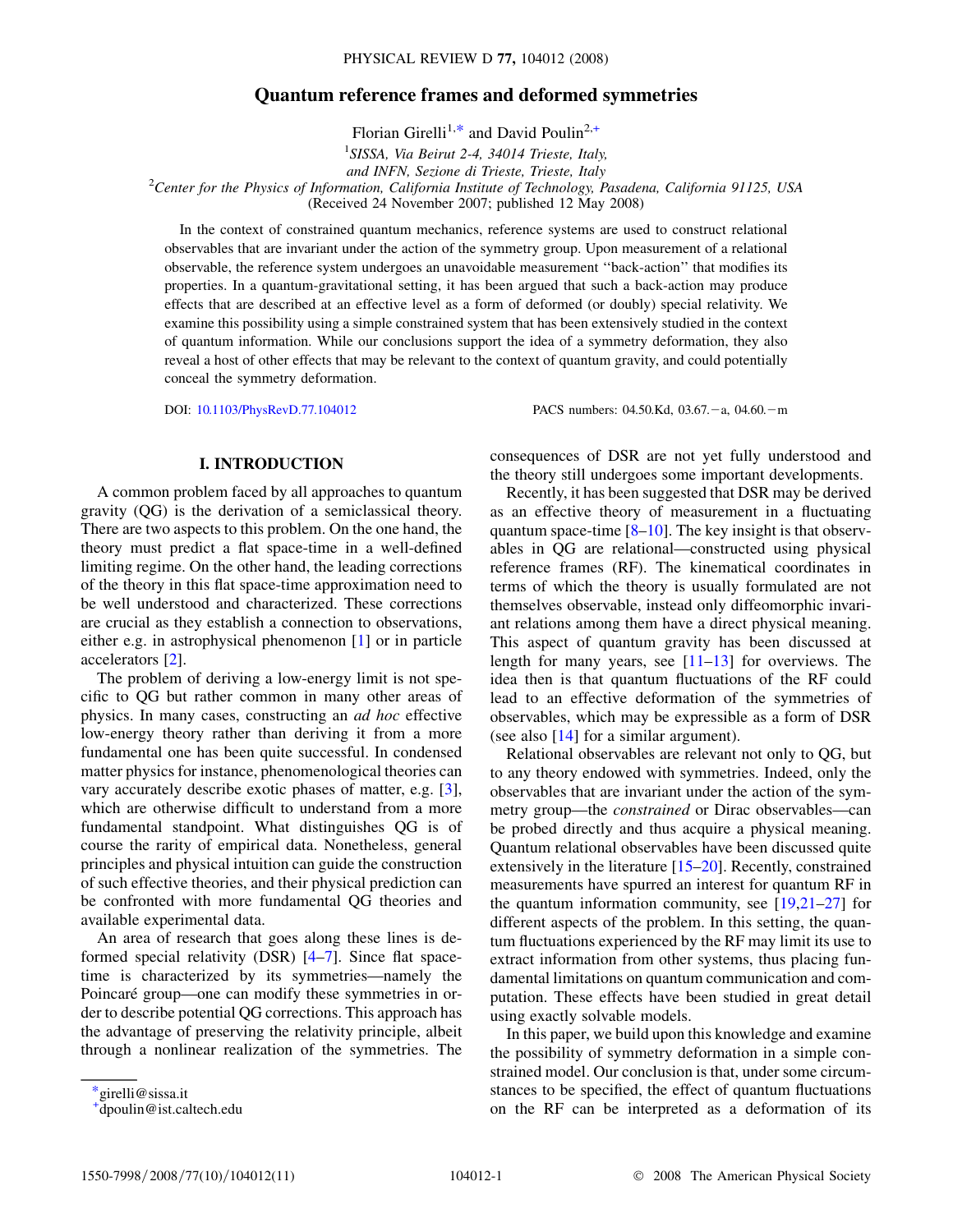# Quantum reference frames and deformed symmetries

Florian Girelli[1,*] and David Poulin[2,+]

[1]SISSA, Via Beirut 2-4, 34014 Trieste, Italy, and INFN, Sezione di Trieste, Trieste, Italy

[2]Center for the Physics of Information, California Institute of Technology, Pasadena, California 91125, USA

(Received 24 November 2007; published 12 May 2008)

In the context of constrained quantum mechanics, reference systems are used to construct relational observables that are invariant under the action of the symmetry group. Upon measurement of a relational observable, the reference system undergoes an unavoidable measurement "back-action" that modifies its properties. In a quantum-gravitational setting, it has been argued that such a back-action may produce effects that are described at an effective level as a form of deformed (or doubly) special relativity. We examine this possibility using a simple constrained system that has been extensively studied in the context of quantum information. While our conclusions support the idea of a symmetry deformation, they also reveal a host of other effects that may be relevant to the context of quantum gravity, and could potentially conceal the symmetry deformation.

DOI: 10.1103/PhysRevD.77.104012 PACS numbers: 04.50.Kd, 03.67.−a, 04.60.−m

## I. INTRODUCTION

A common problem faced by all approaches to quantum gravity (QG) is the derivation of a semiclassical theory. There are two aspects to this problem. On the one hand, the theory must predict a flat space-time in a well-defined limiting regime. On the other hand, the leading corrections of the theory in this flat space-time approximation need to be well understood and characterized. These corrections are crucial as they establish a connection to observations, either e.g. in astrophysical phenomenon [1] or in particle accelerators [2].

The problem of deriving a low-energy limit is not specific to QG but rather common in many other areas of physics. In many cases, constructing an *ad hoc* effective low-energy theory rather than deriving it from a more fundamental one has been quite successful. In condensed matter physics for instance, phenomenological theories can vary accurately describe exotic phases of matter, e.g. [3], which are otherwise difficult to understand from a more fundamental standpoint. What distinguishes QG is of course the rarity of empirical data. Nonetheless, general principles and physical intuition can guide the construction of such effective theories, and their physical prediction can be confronted with more fundamental QG theories and available experimental data.

An area of research that goes along these lines is deformed special relativity (DSR) [4–7]. Since flat space-time is characterized by its symmetries—namely the Poincaré group—one can modify these symmetries in order to describe potential QG corrections. This approach has the advantage of preserving the relativity principle, albeit through a nonlinear realization of the symmetries. The consequences of DSR are not yet fully understood and the theory still undergoes some important developments.

Recently, it has been suggested that DSR may be derived as an effective theory of measurement in a fluctuating quantum space-time [8–10]. The key insight is that observables in QG are relational—constructed using physical reference frames (RF). The kinematical coordinates in terms of which the theory is usually formulated are not themselves observable, instead only diffeomorphic invariant relations among them have a direct physical meaning. This aspect of quantum gravity has been discussed at length for many years, see [11–13] for overviews. The idea then is that quantum fluctuations of the RF could lead to an effective deformation of the symmetries of observables, which may be expressible as a form of DSR (see also [14] for a similar argument).

Relational observables are relevant not only to QG, but to any theory endowed with symmetries. Indeed, only the observables that are invariant under the action of the symmetry group—the *constrained* or Dirac observables—can be probed directly and thus acquire a physical meaning. Quantum relational observables have been discussed quite extensively in the literature [15–20]. Recently, constrained measurements have spurred an interest for quantum RF in the quantum information community, see [19,21–27] for different aspects of the problem. In this setting, the quantum fluctuations experienced by the RF may limit its use to extract information from other systems, thus placing fundamental limitations on quantum communication and computation. These effects have been studied in great detail using exactly solvable models.

In this paper, we build upon this knowledge and examine the possibility of symmetry deformation in a simple constrained model. Our conclusion is that, under some circumstances to be specified, the effect of quantum fluctuations on the RF can be interpreted as a deformation of its

*girelli@sissa.it

+dpoulin@ist.caltech.edu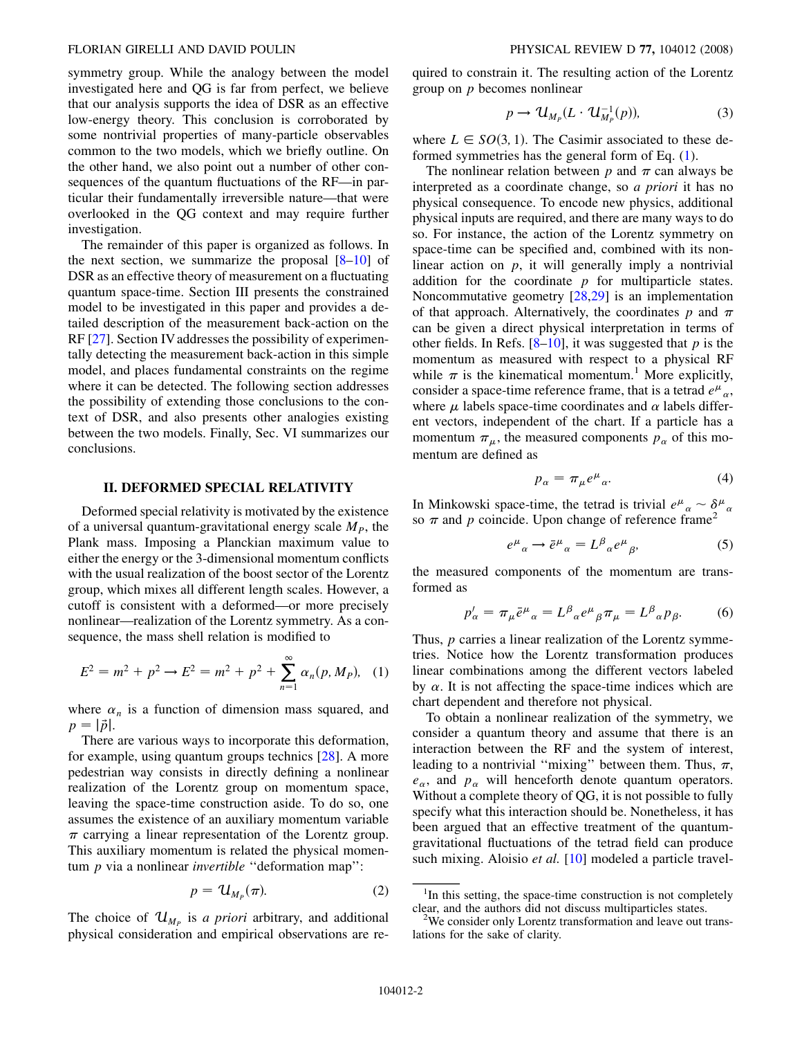symmetry group. While the analogy between the model investigated here and QG is far from perfect, we believe that our analysis supports the idea of DSR as an effective low-energy theory. This conclusion is corroborated by some nontrivial properties of many-particle observables common to the two models, which we briefly outline. On the other hand, we also point out a number of other consequences of the quantum fluctuations of the RF—in particular their fundamentally irreversible nature—that were overlooked in the QG context and may require further investigation.

The remainder of this paper is organized as follows. In the next section, we summarize the proposal [8–10] of DSR as an effective theory of measurement on a fluctuating quantum space-time. Section III presents the constrained model to be investigated in this paper and provides a detailed description of the measurement back-action on the RF [27]. Section IV addresses the possibility of experimentally detecting the measurement back-action in this simple model, and places fundamental constraints on the regime where it can be detected. The following section addresses the possibility of extending those conclusions to the context of DSR, and also presents other analogies existing between the two models. Finally, Sec. VI summarizes our conclusions.

## II. DEFORMED SPECIAL RELATIVITY

Deformed special relativity is motivated by the existence of a universal quantum-gravitational energy scale $M_P$, the Plank mass. Imposing a Planckian maximum value to either the energy or the 3-dimensional momentum conflicts with the usual realization of the boost sector of the Lorentz group, which mixes all different length scales. However, a cutoff is consistent with a deformed—or more precisely nonlinear—realization of the Lorentz symmetry. As a consequence, the mass shell relation is modified to

$$E^2 = m^2 + p^2 \rightarrow E^2 = m^2 + p^2 + \sum_{n=1}^{\infty} \alpha_n(p, M_P), \quad (1)$$

where $\alpha_n$ is a function of dimension mass squared, and $p = |\vec{p}|$.

There are various ways to incorporate this deformation, for example, using quantum groups technics [28]. A more pedestrian way consists in directly defining a nonlinear realization of the Lorentz group on momentum space, leaving the space-time construction aside. To do so, one assumes the existence of an auxiliary momentum variable $\pi$ carrying a linear representation of the Lorentz group. This auxiliary momentum is related the physical momentum $p$ via a nonlinear *invertible* "deformation map":

$$p = \mathcal{U}_{M_P}(\pi). \quad (2)$$

The choice of $\mathcal{U}_{M_P}$ is *a priori* arbitrary, and additional physical consideration and empirical observations are required to constrain it. The resulting action of the Lorentz group on $p$ becomes nonlinear

$$p \rightarrow \mathcal{U}_{M_P}(L \cdot \mathcal{U}_{M_P}^{-1}(p)), \quad (3)$$

where $L \in SO(3, 1)$. The Casimir associated to these deformed symmetries has the general form of Eq. (1).

The nonlinear relation between $p$ and $\pi$ can always be interpreted as a coordinate change, so *a priori* it has no physical consequence. To encode new physics, additional physical inputs are required, and there are many ways to do so. For instance, the action of the Lorentz symmetry on space-time can be specified and, combined with its nonlinear action on $p$, it will generally imply a nontrivial addition for the coordinate $p$ for multiparticle states. Noncommutative geometry [28,29] is an implementation of that approach. Alternatively, the coordinates $p$ and $\pi$ can be given a direct physical interpretation in terms of other fields. In Refs. [8–10], it was suggested that $p$ is the momentum as measured with respect to a physical RF while $\pi$ is the kinematical momentum.[1] More explicitly, consider a space-time reference frame, that is a tetrad $e^\mu{}_\alpha$, where $\mu$ labels space-time coordinates and $\alpha$ labels different vectors, independent of the chart. If a particle has a momentum $\pi_\mu$, the measured components $p_\alpha$ of this momentum are defined as

$$p_\alpha = \pi_\mu e^\mu{}_\alpha. \quad (4)$$

In Minkowski space-time, the tetrad is trivial $e^\mu{}_\alpha \sim \delta^\mu{}_\alpha$ so $\pi$ and $p$ coincide. Upon change of reference frame[2]

$$e^\mu{}_\alpha \rightarrow \bar{e}^\mu{}_\alpha = L^\beta{}_\alpha e^\mu{}_\beta, \quad (5)$$

the measured components of the momentum are transformed as

$$p'_\alpha = \pi_\mu \bar{e}^\mu{}_\alpha = L^\beta{}_\alpha e^\mu{}_\beta \pi_\mu = L^\beta{}_\alpha p_\beta. \quad (6)$$

Thus, $p$ carries a linear realization of the Lorentz symmetries. Notice how the Lorentz transformation produces linear combinations among the different vectors labeled by $\alpha$. It is not affecting the space-time indices which are chart dependent and therefore not physical.

To obtain a nonlinear realization of the symmetry, we consider a quantum theory and assume that there is an interaction between the RF and the system of interest, leading to a nontrivial "mixing" between them. Thus, $\pi$, $e_\alpha$, and $p_\alpha$ will henceforth denote quantum operators. Without a complete theory of QG, it is not possible to fully specify what this interaction should be. Nonetheless, it has been argued that an effective treatment of the quantum-gravitational fluctuations of the tetrad field can produce such mixing. Aloisio *et al.* [10] modeled a particle travel-

[1] In this setting, the space-time construction is not completely clear, and the authors did not discuss multiparticles states.

[2] We consider only Lorentz transformation and leave out translations for the sake of clarity.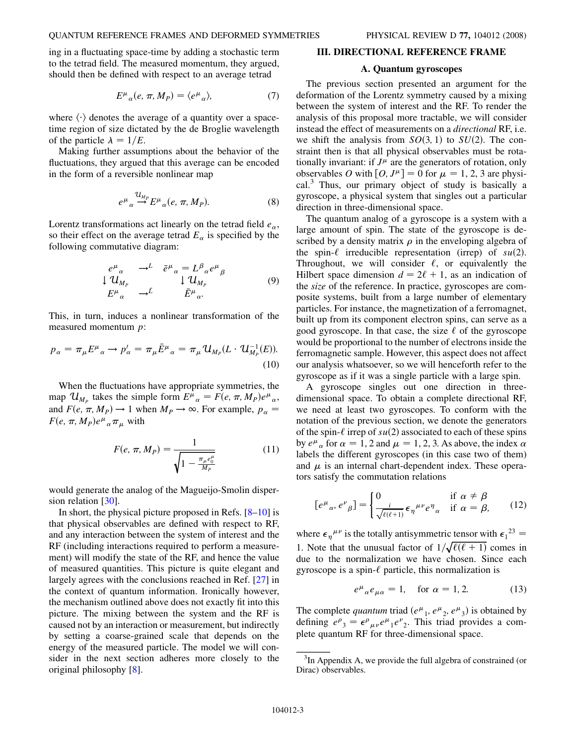ing in a fluctuating space-time by adding a stochastic term to the tetrad field. The measured momentum, they argued, should then be defined with respect to an average tetrad

$$E^\mu{}_\alpha(e, \pi, M_P) = \langle e^\mu{}_\alpha \rangle, \tag{7}$$

where $\langle \cdot \rangle$ denotes the average of a quantity over a space-time region of size dictated by the de Broglie wavelength of the particle $\lambda = 1/E$.

Making further assumptions about the behavior of the fluctuations, they argued that this average can be encoded in the form of a reversible nonlinear map

$$e^\mu{}_\alpha \overset{\mathcal{U}_{M_P}}{\longrightarrow} E^\mu{}_\alpha(e, \pi, M_P). \tag{8}$$

Lorentz transformations act linearly on the tetrad field $e_\alpha$, so their effect on the average tetrad $E_\alpha$ is specified by the following commutative diagram:

$$\begin{array}{ccc} e^\mu{}_\alpha & \to^L & \bar{e}^\mu{}_\alpha = L^\beta{}_\alpha e^\mu{}_\beta \\ \downarrow \mathcal{U}_{M_P} & & \downarrow \mathcal{U}_{M_P} \\ E^\mu{}_\alpha & \to^{\bar{L}} & \bar{E}^\mu{}_\alpha. \end{array} \tag{9}$$

This, in turn, induces a nonlinear transformation of the measured momentum $p$:

$$p_\alpha = \pi_\mu E^\mu{}_\alpha \to p'_\alpha = \pi_\mu \bar{E}^\mu{}_\alpha = \pi_\mu \mathcal{U}_{M_P}(L \cdot \mathcal{U}_{M_P}^{-1}(E)). \tag{10}$$

When the fluctuations have appropriate symmetries, the map $\mathcal{U}_{M_P}$ takes the simple form $E^\mu{}_\alpha = F(e, \pi, M_P) e^\mu{}_\alpha$, and $F(e, \pi, M_P) \to 1$ when $M_P \to \infty$. For example, $p_\alpha = F(e, \pi, M_P) e^\mu{}_\alpha \pi_\mu$ with

$$F(e, \pi, M_P) = \frac{1}{\sqrt{1 - \frac{\pi_\mu e^\mu_0}{M_P}}} \tag{11}$$

would generate the analog of the Magueijo-Smolin dispersion relation [30].

In short, the physical picture proposed in Refs. [8–10] is that physical observables are defined with respect to RF, and any interaction between the system of interest and the RF (including interactions required to perform a measurement) will modify the state of the RF, and hence the value of measured quantities. This picture is quite elegant and largely agrees with the conclusions reached in Ref. [27] in the context of quantum information. Ironically however, the mechanism outlined above does not exactly fit into this picture. The mixing between the system and the RF is caused not by an interaction or measurement, but indirectly by setting a coarse-grained scale that depends on the energy of the measured particle. The model we will consider in the next section adheres more closely to the original philosophy [8].

## III. DIRECTIONAL REFERENCE FRAME

### A. Quantum gyroscopes

The previous section presented an argument for the deformation of the Lorentz symmetry caused by a mixing between the system of interest and the RF. To render the analysis of this proposal more tractable, we will consider instead the effect of measurements on a *directional* RF, i.e. we shift the analysis from $SO(3, 1)$ to $SU(2)$. The constraint then is that all physical observables must be rotationally invariant: if $J^\mu$ are the generators of rotation, only observables $O$ with $[O, J^\mu] = 0$ for $\mu = 1, 2, 3$ are physical.[3] Thus, our primary object of study is basically a gyroscope, a physical system that singles out a particular direction in three-dimensional space.

The quantum analog of a gyroscope is a system with a large amount of spin. The state of the gyroscope is described by a density matrix $\rho$ in the enveloping algebra of the spin-$\ell$ irreducible representation (irrep) of $su(2)$. Throughout, we will consider $\ell$, or equivalently the Hilbert space dimension $d = 2\ell + 1$, as an indication of the *size* of the reference. In practice, gyroscopes are composite systems, built from a large number of elementary particles. For instance, the magnetization of a ferromagnet, built up from its component electron spins, can serve as a good gyroscope. In that case, the size $\ell$ of the gyroscope would be proportional to the number of electrons inside the ferromagnetic sample. However, this aspect does not affect our analysis whatsoever, so we will henceforth refer to the gyroscope as if it was a single particle with a large spin.

A gyroscope singles out one direction in three-dimensional space. To obtain a complete directional RF, we need at least two gyroscopes. To conform with the notation of the previous section, we denote the generators of the spin-$\ell$ irrep of $su(2)$ associated to each of these spins by $e^\mu{}_\alpha$ for $\alpha = 1, 2$ and $\mu = 1, 2, 3$. As above, the index $\alpha$ labels the different gyroscopes (in this case two of them) and $\mu$ is an internal chart-dependent index. These operators satisfy the commutation relations

$$[e^\mu{}_\alpha, e^\nu{}_\beta] = \begin{cases} 0 & \text{if } \alpha \neq \beta \\ \frac{i}{\sqrt{\ell(\ell+1)}} \epsilon_\eta{}^{\mu\nu} e^\eta{}_\alpha & \text{if } \alpha = \beta, \end{cases} \tag{12}$$

where $\epsilon_\eta{}^{\mu\nu}$ is the totally antisymmetric tensor with $\epsilon_1{}^{23} = 1$. Note that the unusual factor of $1/\sqrt{\ell(\ell+1)}$ comes in due to the normalization we have chosen. Since each gyroscope is a spin-$\ell$ particle, this normalization is

$$e^\mu{}_\alpha e_{\mu\alpha} = 1, \quad \text{for } \alpha = 1, 2. \tag{13}$$

The complete *quantum* triad $(e^\mu{}_1, e^\mu{}_2, e^\mu{}_3)$ is obtained by defining $e^\rho{}_3 = \epsilon^\rho{}_{\mu\nu} e^\mu{}_1 e^\nu{}_2$. This triad provides a complete quantum RF for three-dimensional space.

[3] In Appendix A, we provide the full algebra of constrained (or Dirac) observables.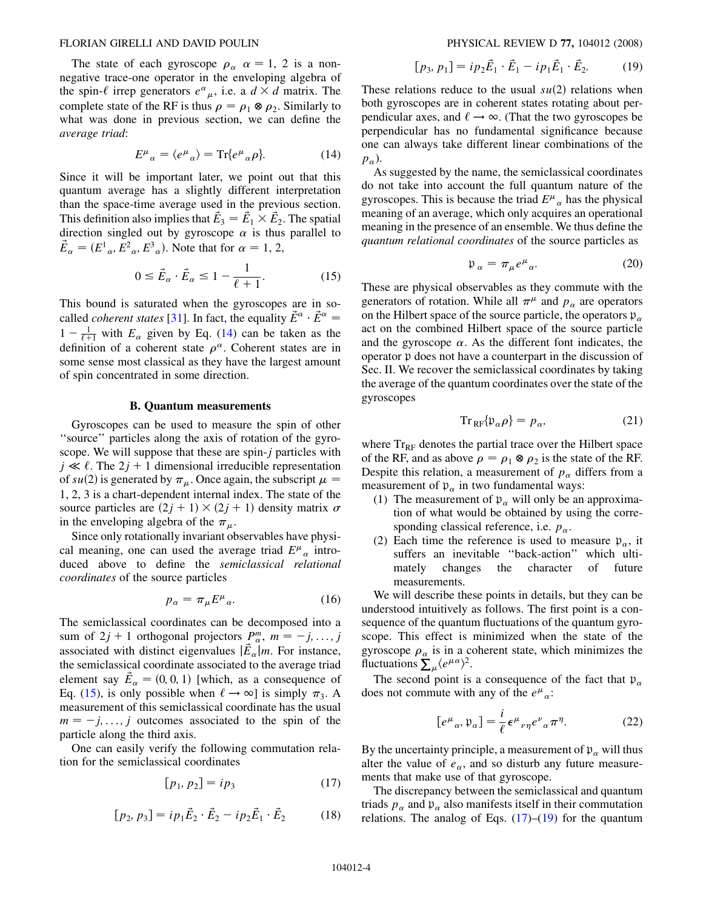The state of each gyroscope $\rho_\alpha$ $\alpha = 1, 2$ is a nonnegative trace-one operator in the enveloping algebra of the spin-$\ell$ irrep generators $e^\alpha{}_\mu$, i.e. a $d \times d$ matrix. The complete state of the RF is thus $\rho = \rho_1 \otimes \rho_2$. Similarly to what was done in previous section, we can define the *average triad*:

$$E^\mu{}_\alpha = \langle e^\mu{}_\alpha \rangle = \mathrm{Tr}\{e^\mu{}_\alpha \rho\}. \tag{14}$$

Since it will be important later, we point out that this quantum average has a slightly different interpretation than the space-time average used in the previous section. This definition also implies that $\vec{E}_3 = \vec{E}_1 \times \vec{E}_2$. The spatial direction singled out by gyroscope $\alpha$ is thus parallel to $\vec{E}_\alpha = (E^1{}_\alpha, E^2{}_\alpha, E^3{}_\alpha)$. Note that for $\alpha = 1, 2$,

$$0 \leq \vec{E}_\alpha \cdot \vec{E}_\alpha \leq 1 - \frac{1}{\ell + 1}. \tag{15}$$

This bound is saturated when the gyroscopes are in so-called *coherent states* [31]. In fact, the equality $\vec{E}^\alpha \cdot \vec{E}^\alpha = 1 - \frac{1}{\ell+1}$ with $E_\alpha$ given by Eq. (14) can be taken as the definition of a coherent state $\rho^\alpha$. Coherent states are in some sense most classical as they have the largest amount of spin concentrated in some direction.

### B. Quantum measurements

Gyroscopes can be used to measure the spin of other "source" particles along the axis of rotation of the gyroscope. We will suppose that these are spin-$j$ particles with $j \ll \ell$. The $2j + 1$ dimensional irreducible representation of $su(2)$ is generated by $\pi_\mu$. Once again, the subscript $\mu = 1, 2, 3$ is a chart-dependent internal index. The state of the source particles are $(2j + 1) \times (2j + 1)$ density matrix $\sigma$ in the enveloping algebra of the $\pi_\mu$.

Since only rotationally invariant observables have physical meaning, one can used the average triad $E^\mu{}_\alpha$ introduced above to define the *semiclassical relational coordinates* of the source particles

$$p_\alpha = \pi_\mu E^\mu{}_\alpha. \tag{16}$$

The semiclassical coordinates can be decomposed into a sum of $2j + 1$ orthogonal projectors $P^m_\alpha$, $m = -j, \ldots, j$ associated with distinct eigenvalues $|\vec{E}_\alpha| m$. For instance, the semiclassical coordinate associated to the average triad element say $\vec{E}_\alpha = (0, 0, 1)$ [which, as a consequence of Eq. (15), is only possible when $\ell \to \infty$] is simply $\pi_3$. A measurement of this semiclassical coordinate has the usual $m = -j, \ldots, j$ outcomes associated to the spin of the particle along the third axis.

One can easily verify the following commutation relation for the semiclassical coordinates

$$[p_1, p_2] = i p_3 \tag{17}$$

$$[p_2, p_3] = i p_1 \vec{E}_2 \cdot \vec{E}_2 - i p_2 \vec{E}_1 \cdot \vec{E}_2 \tag{18}$$

$$[p_3, p_1] = i p_2 \vec{E}_1 \cdot \vec{E}_1 - i p_1 \vec{E}_1 \cdot \vec{E}_2. \tag{19}$$

These relations reduce to the usual $su(2)$ relations when both gyroscopes are in coherent states rotating about perpendicular axes, and $\ell \to \infty$. (That the two gyroscopes be perpendicular has no fundamental significance because one can always take different linear combinations of the $p_\alpha$).

As suggested by the name, the semiclassical coordinates do not take into account the full quantum nature of the gyroscopes. This is because the triad $E^\mu{}_\alpha$ has the physical meaning of an average, which only acquires an operational meaning in the presence of an ensemble. We thus define the *quantum relational coordinates* of the source particles as

$$\mathfrak{p}_\alpha = \pi_\mu e^\mu{}_\alpha. \tag{20}$$

These are physical observables as they commute with the generators of rotation. While all $\pi^\mu$ and $p_\alpha$ are operators on the Hilbert space of the source particle, the operators $\mathfrak{p}_\alpha$ act on the combined Hilbert space of the source particle and the gyroscope $\alpha$. As the different font indicates, the operator $\mathfrak{p}$ does not have a counterpart in the discussion of Sec. II. We recover the semiclassical coordinates by taking the average of the quantum coordinates over the state of the gyroscopes

$$\mathrm{Tr}_{\mathrm{RF}}\{\mathfrak{p}_\alpha \rho\} = p_\alpha, \tag{21}$$

where $\mathrm{Tr}_{\mathrm{RF}}$ denotes the partial trace over the Hilbert space of the RF, and as above $\rho = \rho_1 \otimes \rho_2$ is the state of the RF. Despite this relation, a measurement of $p_\alpha$ differs from a measurement of $\mathfrak{p}_\alpha$ in two fundamental ways:

1. The measurement of $\mathfrak{p}_\alpha$ will only be an approximation of what would be obtained by using the corresponding classical reference, i.e. $p_\alpha$.
2. Each time the reference is used to measure $\mathfrak{p}_\alpha$, it suffers an inevitable "back-action" which ultimately changes the character of future measurements.

We will describe these points in details, but they can be understood intuitively as follows. The first point is a consequence of the quantum fluctuations of the quantum gyroscope. This effect is minimized when the state of the gyroscope $\rho_\alpha$ is in a coherent state, which minimizes the fluctuations $\sum_\mu \langle e^{\mu\alpha} \rangle^2$.

The second point is a consequence of the fact that $\mathfrak{p}_\alpha$ does not commute with any of the $e^\mu{}_\alpha$:

$$[e^\mu{}_\alpha, \mathfrak{p}_\alpha] = \frac{i}{\ell} \epsilon^\mu{}_{\nu\eta} e^\nu{}_\alpha \pi^\eta. \tag{22}$$

By the uncertainty principle, a measurement of $\mathfrak{p}_\alpha$ will thus alter the value of $e_\alpha$, and so disturb any future measurements that make use of that gyroscope.

The discrepancy between the semiclassical and quantum triads $p_\alpha$ and $\mathfrak{p}_\alpha$ also manifests itself in their commutation relations. The analog of Eqs. (17)–(19) for the quantum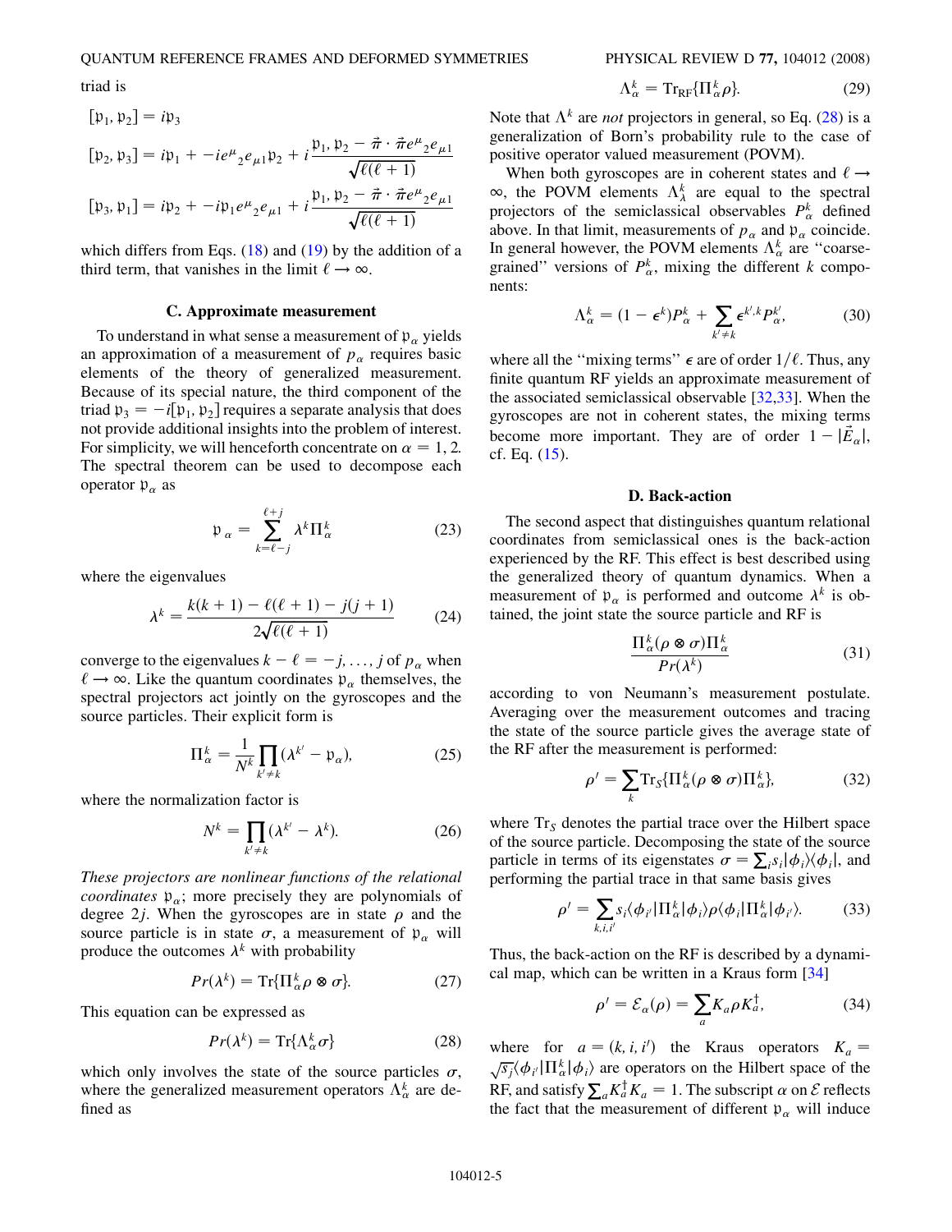triad is

$$[\mathfrak{p}_1, \mathfrak{p}_2] = i\mathfrak{p}_3$$

$$[\mathfrak{p}_2, \mathfrak{p}_3] = i\mathfrak{p}_1 + -ie^{\mu}{}_2 e_{\mu 1}\mathfrak{p}_2 + i\frac{\mathfrak{p}_1, \mathfrak{p}_2 - \vec{\pi} \cdot \vec{\pi} e^{\mu}{}_2 e_{\mu 1}}{\sqrt{\ell(\ell+1)}}$$

$$[\mathfrak{p}_3, \mathfrak{p}_1] = i\mathfrak{p}_2 + -i\mathfrak{p}_1 e^{\mu}{}_2 e_{\mu 1} + i\frac{\mathfrak{p}_1, \mathfrak{p}_2 - \vec{\pi} \cdot \vec{\pi} e^{\mu}{}_2 e_{\mu 1}}{\sqrt{\ell(\ell+1)}}$$

which differs from Eqs. (18) and (19) by the addition of a third term, that vanishes in the limit $\ell \rightarrow \infty$.

### C. Approximate measurement

To understand in what sense a measurement of $\mathfrak{p}_\alpha$ yields an approximation of a measurement of $p_\alpha$ requires basic elements of the theory of generalized measurement. Because of its special nature, the third component of the triad $\mathfrak{p}_3 = -i[\mathfrak{p}_1, \mathfrak{p}_2]$ requires a separate analysis that does not provide additional insights into the problem of interest. For simplicity, we will henceforth concentrate on $\alpha = 1, 2$. The spectral theorem can be used to decompose each operator $\mathfrak{p}_\alpha$ as

$$\mathfrak{p}_\alpha = \sum_{k=\ell-j}^{\ell+j} \lambda^k \Pi_\alpha^k \tag{23}$$

where the eigenvalues

$$\lambda^k = \frac{k(k+1) - \ell(\ell+1) - j(j+1)}{2\sqrt{\ell(\ell+1)}} \tag{24}$$

converge to the eigenvalues $k - \ell = -j, \ldots, j$ of $p_\alpha$ when $\ell \rightarrow \infty$. Like the quantum coordinates $\mathfrak{p}_\alpha$ themselves, the spectral projectors act jointly on the gyroscopes and the source particles. Their explicit form is

$$\Pi_\alpha^k = \frac{1}{N^k} \prod_{k' \neq k} (\lambda^{k'} - \mathfrak{p}_\alpha), \tag{25}$$

where the normalization factor is

$$N^k = \prod_{k' \neq k} (\lambda^{k'} - \lambda^k). \tag{26}$$

*These projectors are nonlinear functions of the relational coordinates* $\mathfrak{p}_\alpha$; more precisely they are polynomials of degree $2j$. When the gyroscopes are in state $\rho$ and the source particle is in state $\sigma$, a measurement of $\mathfrak{p}_\alpha$ will produce the outcomes $\lambda^k$ with probability

$$Pr(\lambda^k) = \mathrm{Tr}\{\Pi_\alpha^k \rho \otimes \sigma\}. \tag{27}$$

This equation can be expressed as

$$Pr(\lambda^k) = \mathrm{Tr}\{\Lambda_\alpha^k \sigma\} \tag{28}$$

which only involves the state of the source particles $\sigma$, where the generalized measurement operators $\Lambda_\alpha^k$ are defined as

$$\Lambda_\alpha^k = \mathrm{Tr}_{\mathrm{RF}}\{\Pi_\alpha^k \rho\}. \tag{29}$$

Note that $\Lambda^k$ are *not* projectors in general, so Eq. (28) is a generalization of Born's probability rule to the case of positive operator valued measurement (POVM).

When both gyroscopes are in coherent states and $\ell \rightarrow \infty$, the POVM elements $\Lambda_\lambda^k$ are equal to the spectral projectors of the semiclassical observables $P_\alpha^k$ defined above. In that limit, measurements of $p_\alpha$ and $\mathfrak{p}_\alpha$ coincide. In general however, the POVM elements $\Lambda_\alpha^k$ are "coarse-grained" versions of $P_\alpha^k$, mixing the different $k$ components:

$$\Lambda_\alpha^k = (1 - \epsilon^k) P_\alpha^k + \sum_{k' \neq k} \epsilon^{k', k} P_\alpha^{k'}, \tag{30}$$

where all the "mixing terms" $\epsilon$ are of order $1/\ell$. Thus, any finite quantum RF yields an approximate measurement of the associated semiclassical observable [32,33]. When the gyroscopes are not in coherent states, the mixing terms become more important. They are of order $1 - |\vec{E}_\alpha|$, cf. Eq. (15).

### D. Back-action

The second aspect that distinguishes quantum relational coordinates from semiclassical ones is the back-action experienced by the RF. This effect is best described using the generalized theory of quantum dynamics. When a measurement of $\mathfrak{p}_\alpha$ is performed and outcome $\lambda^k$ is obtained, the joint state the source particle and RF is

$$\frac{\Pi_\alpha^k (\rho \otimes \sigma) \Pi_\alpha^k}{Pr(\lambda^k)} \tag{31}$$

according to von Neumann's measurement postulate. Averaging over the measurement outcomes and tracing the state of the source particle gives the average state of the RF after the measurement is performed:

$$\rho' = \sum_k \mathrm{Tr}_S\{\Pi_\alpha^k (\rho \otimes \sigma) \Pi_\alpha^k\}, \tag{32}$$

where $\mathrm{Tr}_S$ denotes the partial trace over the Hilbert space of the source particle. Decomposing the state of the source particle in terms of its eigenstates $\sigma = \sum_i s_i |\phi_i\rangle\langle\phi_i|$, and performing the partial trace in that same basis gives

$$\rho' = \sum_{k,i,i'} s_i \langle\phi_{i'}|\Pi_\alpha^k|\phi_i\rangle \rho \langle\phi_i|\Pi_\alpha^k|\phi_{i'}\rangle. \tag{33}$$

Thus, the back-action on the RF is described by a dynamical map, which can be written in a Kraus form [34]

$$\rho' = \mathcal{E}_\alpha(\rho) = \sum_a K_a \rho K_a^\dagger, \tag{34}$$

where for $a = (k, i, i')$ the Kraus operators $K_a = \sqrt{s_j}\langle\phi_{i'}|\Pi_\alpha^k|\phi_i\rangle$ are operators on the Hilbert space of the RF, and satisfy $\sum_a K_a^\dagger K_a = 1$. The subscript $\alpha$ on $\mathcal{E}$ reflects the fact that the measurement of different $\mathfrak{p}_\alpha$ will induce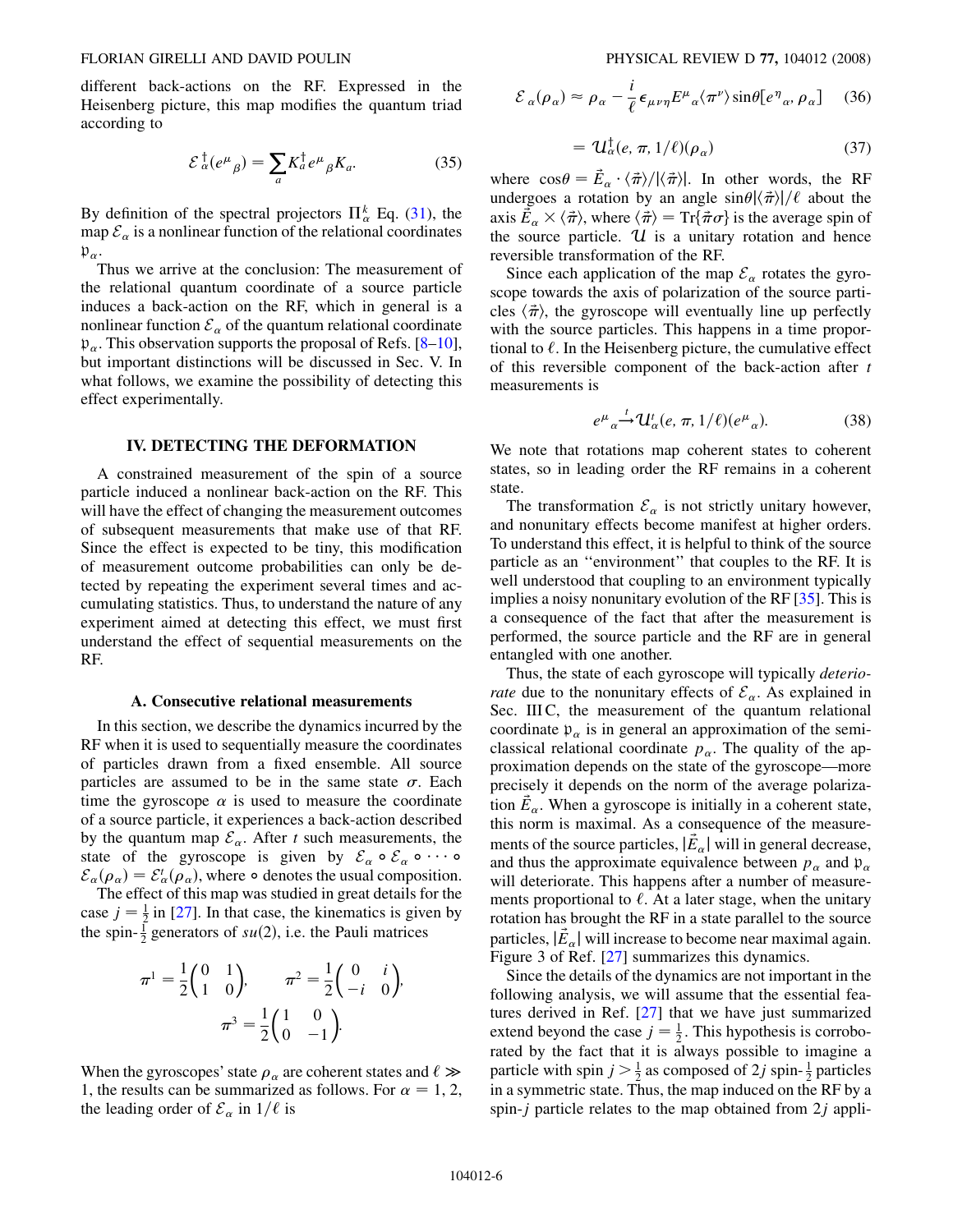different back-actions on the RF. Expressed in the Heisenberg picture, this map modifies the quantum triad according to

$$\mathcal{E}_\alpha^\dagger(e^\mu{}_\beta) = \sum_a K_a^\dagger e^\mu{}_\beta K_a. \tag{35}$$

By definition of the spectral projectors $\Pi_\alpha^k$ Eq. (31), the map $\mathcal{E}_\alpha$ is a nonlinear function of the relational coordinates $\mathfrak{p}_\alpha$.

Thus we arrive at the conclusion: The measurement of the relational quantum coordinate of a source particle induces a back-action on the RF, which in general is a nonlinear function $\mathcal{E}_\alpha$ of the quantum relational coordinate $\mathfrak{p}_\alpha$. This observation supports the proposal of Refs. [8–10], but important distinctions will be discussed in Sec. V. In what follows, we examine the possibility of detecting this effect experimentally.

## IV. DETECTING THE DEFORMATION

A constrained measurement of the spin of a source particle induced a nonlinear back-action on the RF. This will have the effect of changing the measurement outcomes of subsequent measurements that make use of that RF. Since the effect is expected to be tiny, this modification of measurement outcome probabilities can only be detected by repeating the experiment several times and accumulating statistics. Thus, to understand the nature of any experiment aimed at detecting this effect, we must first understand the effect of sequential measurements on the RF.

### A. Consecutive relational measurements

In this section, we describe the dynamics incurred by the RF when it is used to sequentially measure the coordinates of particles drawn from a fixed ensemble. All source particles are assumed to be in the same state $\sigma$. Each time the gyroscope $\alpha$ is used to measure the coordinate of a source particle, it experiences a back-action described by the quantum map $\mathcal{E}_\alpha$. After $t$ such measurements, the state of the gyroscope is given by $\mathcal{E}_\alpha \circ \mathcal{E}_\alpha \circ \cdots \circ \mathcal{E}_\alpha(\rho_\alpha) = \mathcal{E}_\alpha^t(\rho_\alpha)$, where $\circ$ denotes the usual composition.

The effect of this map was studied in great details for the case $j = \frac{1}{2}$ in [27]. In that case, the kinematics is given by the spin-$\frac{1}{2}$ generators of $su(2)$, i.e. the Pauli matrices

$$\pi^1 = \frac{1}{2}\begin{pmatrix} 0 & 1 \\ 1 & 0 \end{pmatrix}, \qquad \pi^2 = \frac{1}{2}\begin{pmatrix} 0 & i \\ -i & 0 \end{pmatrix},$$
$$\pi^3 = \frac{1}{2}\begin{pmatrix} 1 & 0 \\ 0 & -1 \end{pmatrix}.$$

When the gyroscopes' state $\rho_\alpha$ are coherent states and $\ell \gg 1$, the results can be summarized as follows. For $\alpha = 1, 2$, the leading order of $\mathcal{E}_\alpha$ in $1/\ell$ is

$$\mathcal{E}_\alpha(\rho_\alpha) \approx \rho_\alpha - \frac{i}{\ell}\epsilon_{\mu\nu\eta}E^\mu{}_\alpha\langle\pi^\nu\rangle \sin\theta[e^\eta{}_\alpha, \rho_\alpha] \tag{36}$$

$$= \mathcal{U}_\alpha^\dagger(e, \pi, 1/\ell)(\rho_\alpha) \tag{37}$$

where $\cos\theta = \vec{E}_\alpha \cdot \langle\vec{\pi}\rangle/|\langle\vec{\pi}\rangle|$. In other words, the RF undergoes a rotation by an angle $\sin\theta|\langle\vec{\pi}\rangle|/\ell$ about the axis $\vec{E}_\alpha \times \langle\vec{\pi}\rangle$, where $\langle\vec{\pi}\rangle = \mathrm{Tr}\{\vec{\pi}\sigma\}$ is the average spin of the source particle. $\mathcal{U}$ is a unitary rotation and hence reversible transformation of the RF.

Since each application of the map $\mathcal{E}_\alpha$ rotates the gyroscope towards the axis of polarization of the source particles $\langle\vec{\pi}\rangle$, the gyroscope will eventually line up perfectly with the source particles. This happens in a time proportional to $\ell$. In the Heisenberg picture, the cumulative effect of this reversible component of the back-action after $t$ measurements is

$$e^\mu{}_\alpha \xrightarrow{t} \mathcal{U}_\alpha^t(e, \pi, 1/\ell)(e^\mu{}_\alpha). \tag{38}$$

We note that rotations map coherent states to coherent states, so in leading order the RF remains in a coherent state.

The transformation $\mathcal{E}_\alpha$ is not strictly unitary however, and nonunitary effects become manifest at higher orders. To understand this effect, it is helpful to think of the source particle as an "environment" that couples to the RF. It is well understood that coupling to an environment typically implies a noisy nonunitary evolution of the RF [35]. This is a consequence of the fact that after the measurement is performed, the source particle and the RF are in general entangled with one another.

Thus, the state of each gyroscope will typically *deteriorate* due to the nonunitary effects of $\mathcal{E}_\alpha$. As explained in Sec. III C, the measurement of the quantum relational coordinate $\mathfrak{p}_\alpha$ is in general an approximation of the semi-classical relational coordinate $p_\alpha$. The quality of the approximation depends on the state of the gyroscope—more precisely it depends on the norm of the average polarization $\vec{E}_\alpha$. When a gyroscope is initially in a coherent state, this norm is maximal. As a consequence of the measurements of the source particles, $|\vec{E}_\alpha|$ will in general decrease, and thus the approximate equivalence between $p_\alpha$ and $\mathfrak{p}_\alpha$ will deteriorate. This happens after a number of measurements proportional to $\ell$. At a later stage, when the unitary rotation has brought the RF in a state parallel to the source particles, $|\vec{E}_\alpha|$ will increase to become near maximal again. Figure 3 of Ref. [27] summarizes this dynamics.

Since the details of the dynamics are not important in the following analysis, we will assume that the essential features derived in Ref. [27] that we have just summarized extend beyond the case $j = \frac{1}{2}$. This hypothesis is corroborated by the fact that it is always possible to imagine a particle with spin $j > \frac{1}{2}$ as composed of $2j$ spin-$\frac{1}{2}$ particles in a symmetric state. Thus, the map induced on the RF by a spin-$j$ particle relates to the map obtained from $2j$ appli-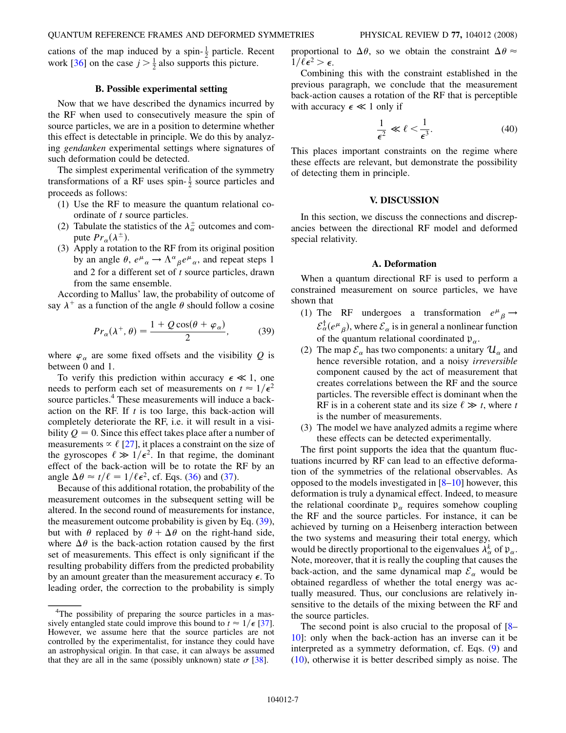cations of the map induced by a spin-$\frac{1}{2}$ particle. Recent work [36] on the case $j > \frac{1}{2}$ also supports this picture.

### B. Possible experimental setting

Now that we have described the dynamics incurred by the RF when used to consecutively measure the spin of source particles, we are in a position to determine whether this effect is detectable in principle. We do this by analyzing *gendanken* experimental settings where signatures of such deformation could be detected.

The simplest experimental verification of the symmetry transformations of a RF uses spin-$\frac{1}{2}$ source particles and proceeds as follows:

(1) Use the RF to measure the quantum relational coordinate of $t$ source particles.

(2) Tabulate the statistics of the $\lambda_\alpha^\pm$ outcomes and compute $Pr_\alpha(\lambda^\pm)$.

(3) Apply a rotation to the RF from its original position by an angle $\theta$, $e^\mu{}_\alpha \to \Lambda^\alpha{}_\beta e^\mu{}_\alpha$, and repeat steps 1 and 2 for a different set of $t$ source particles, drawn from the same ensemble.

According to Mallus' law, the probability of outcome of say $\lambda^+$ as a function of the angle $\theta$ should follow a cosine

$$Pr_\alpha(\lambda^+, \theta) = \frac{1 + Q\cos(\theta + \varphi_\alpha)}{2}, \tag{39}$$

where $\varphi_\alpha$ are some fixed offsets and the visibility $Q$ is between 0 and 1.

To verify this prediction within accuracy $\epsilon \ll 1$, one needs to perform each set of measurements on $t \approx 1/\epsilon^2$ source particles.[4] These measurements will induce a back-action on the RF. If $t$ is too large, this back-action will completely deteriorate the RF, i.e. it will result in a visibility $Q = 0$. Since this effect takes place after a number of measurements $\propto \ell$ [27], it places a constraint on the size of the gyroscopes $\ell \gg 1/\epsilon^2$. In that regime, the dominant effect of the back-action will be to rotate the RF by an angle $\Delta\theta \approx t/\ell = 1/\ell\epsilon^2$, cf. Eqs. (36) and (37).

Because of this additional rotation, the probability of the measurement outcomes in the subsequent setting will be altered. In the second round of measurements for instance, the measurement outcome probability is given by Eq. (39), but with $\theta$ replaced by $\theta + \Delta\theta$ on the right-hand side, where $\Delta\theta$ is the back-action rotation caused by the first set of measurements. This effect is only significant if the resulting probability differs from the predicted probability by an amount greater than the measurement accuracy $\epsilon$. To leading order, the correction to the probability is simply proportional to $\Delta\theta$, so we obtain the constraint $\Delta\theta \approx 1/\ell\epsilon^2 > \epsilon$.

Combining this with the constraint established in the previous paragraph, we conclude that the measurement back-action causes a rotation of the RF that is perceptible with accuracy $\epsilon \ll 1$ only if

$$\frac{1}{\epsilon^2} \ll \ell < \frac{1}{\epsilon^3}. \tag{40}$$

This places important constraints on the regime where these effects are relevant, but demonstrate the possibility of detecting them in principle.

[4] The possibility of preparing the source particles in a massively entangled state could improve this bound to $t \approx 1/\epsilon$ [37]. However, we assume here that the source particles are not controlled by the experimentalist, for instance they could have an astrophysical origin. In that case, it can always be assumed that they are all in the same (possibly unknown) state $\sigma$ [38].

## V. DISCUSSION

In this section, we discuss the connections and discrepancies between the directional RF model and deformed special relativity.

### A. Deformation

When a quantum directional RF is used to perform a constrained measurement on source particles, we have shown that

(1) The RF undergoes a transformation $e^\mu{}_\beta \to \mathcal{E}_\alpha^\dagger(e^\mu{}_\beta)$, where $\mathcal{E}_\alpha$ is in general a nonlinear function of the quantum relational coordinated $\mathfrak{p}_\alpha$.

(2) The map $\mathcal{E}_\alpha$ has two components: a unitary $\mathcal{U}_\alpha$ and hence reversible rotation, and a noisy *irreversible* component caused by the act of measurement that creates correlations between the RF and the source particles. The reversible effect is dominant when the RF is in a coherent state and its size $\ell \gg t$, where $t$ is the number of measurements.

(3) The model we have analyzed admits a regime where these effects can be detected experimentally.

The first point supports the idea that the quantum fluctuations incurred by RF can lead to an effective deformation of the symmetries of the relational observables. As opposed to the models investigated in [8–10] however, this deformation is truly a dynamical effect. Indeed, to measure the relational coordinate $\mathfrak{p}_\alpha$ requires somehow coupling the RF and the source particles. For instance, it can be achieved by turning on a Heisenberg interaction between the two systems and measuring their total energy, which would be directly proportional to the eigenvalues $\lambda_\alpha^k$ of $\mathfrak{p}_\alpha$. Note, moreover, that it is really the coupling that causes the back-action, and the same dynamical map $\mathcal{E}_\alpha$ would be obtained regardless of whether the total energy was actually measured. Thus, our conclusions are relatively insensitive to the details of the mixing between the RF and the source particles.

The second point is also crucial to the proposal of [8–10]: only when the back-action has an inverse can it be interpreted as a symmetry deformation, cf. Eqs. (9) and (10), otherwise it is better described simply as noise. The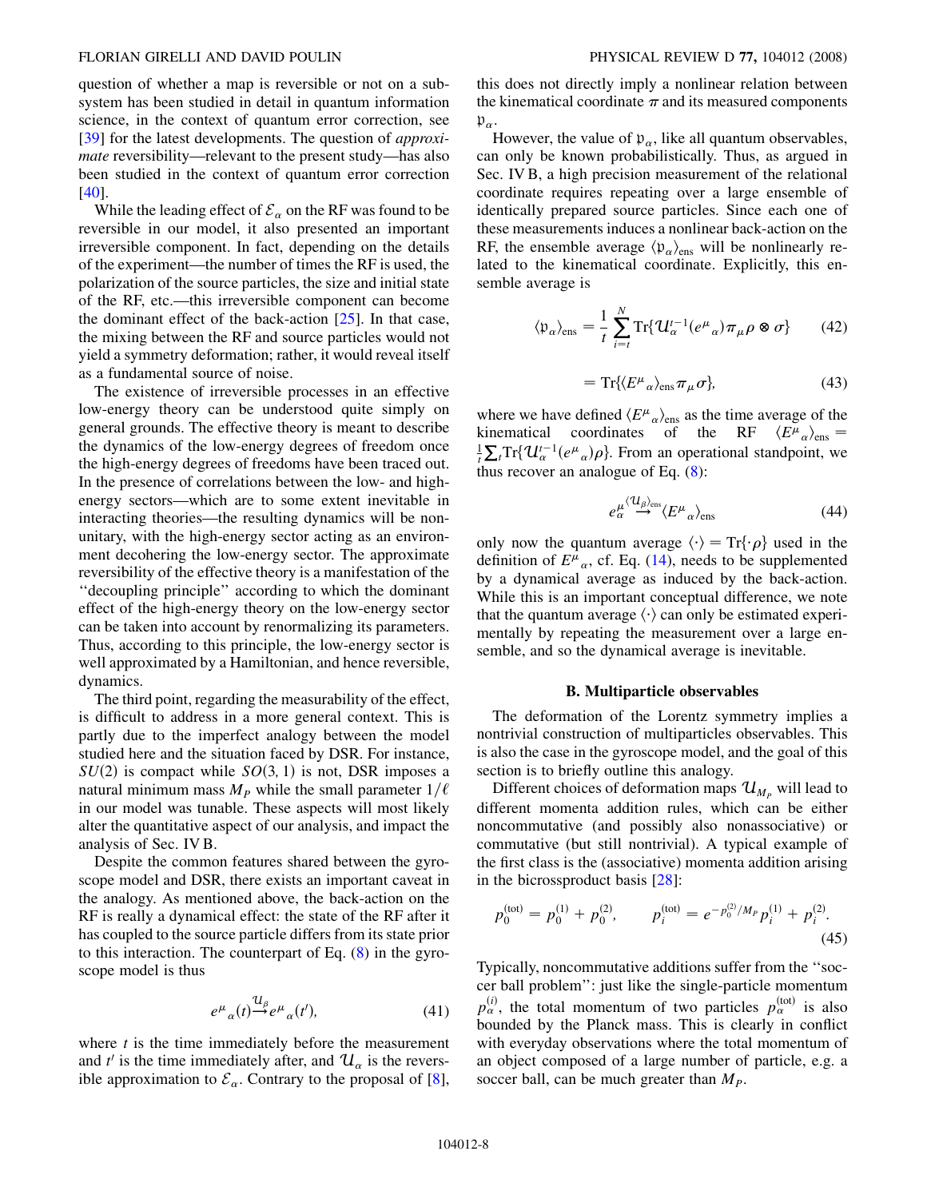question of whether a map is reversible or not on a subsystem has been studied in detail in quantum information science, in the context of quantum error correction, see [39] for the latest developments. The question of *approximate* reversibility—relevant to the present study—has also been studied in the context of quantum error correction [40].

While the leading effect of $\mathcal{E}_\alpha$ on the RF was found to be reversible in our model, it also presented an important irreversible component. In fact, depending on the details of the experiment—the number of times the RF is used, the polarization of the source particles, the size and initial state of the RF, etc.—this irreversible component can become the dominant effect of the back-action [25]. In that case, the mixing between the RF and source particles would not yield a symmetry deformation; rather, it would reveal itself as a fundamental source of noise.

The existence of irreversible processes in an effective low-energy theory can be understood quite simply on general grounds. The effective theory is meant to describe the dynamics of the low-energy degrees of freedom once the high-energy degrees of freedoms have been traced out. In the presence of correlations between the low- and high-energy sectors—which are to some extent inevitable in interacting theories—the resulting dynamics will be non-unitary, with the high-energy sector acting as an environment decohering the low-energy sector. The approximate reversibility of the effective theory is a manifestation of the "decoupling principle" according to which the dominant effect of the high-energy theory on the low-energy sector can be taken into account by renormalizing its parameters. Thus, according to this principle, the low-energy sector is well approximated by a Hamiltonian, and hence reversible, dynamics.

The third point, regarding the measurability of the effect, is difficult to address in a more general context. This is partly due to the imperfect analogy between the model studied here and the situation faced by DSR. For instance, $SU(2)$ is compact while $SO(3, 1)$ is not, DSR imposes a natural minimum mass $M_P$ while the small parameter $1/\ell$ in our model was tunable. These aspects will most likely alter the quantitative aspect of our analysis, and impact the analysis of Sec. IV B.

Despite the common features shared between the gyroscope model and DSR, there exists an important caveat in the analogy. As mentioned above, the back-action on the RF is really a dynamical effect: the state of the RF after it has coupled to the source particle differs from its state prior to this interaction. The counterpart of Eq. (8) in the gyroscope model is thus

$$e^\mu{}_\alpha(t) \overset{\mathcal{U}_\beta}{\longrightarrow} e^\mu{}_\alpha(t'), \tag{41}$$

where $t$ is the time immediately before the measurement and $t'$ is the time immediately after, and $\mathcal{U}_\alpha$ is the reversible approximation to $\mathcal{E}_\alpha$. Contrary to the proposal of [8], this does not directly imply a nonlinear relation between the kinematical coordinate $\pi$ and its measured components $\mathfrak{p}_\alpha$.

However, the value of $\mathfrak{p}_\alpha$, like all quantum observables, can only be known probabilistically. Thus, as argued in Sec. IV B, a high precision measurement of the relational coordinate requires repeating over a large ensemble of identically prepared source particles. Since each one of these measurements induces a nonlinear back-action on the RF, the ensemble average $\langle \mathfrak{p}_\alpha \rangle_{\text{ens}}$ will be nonlinearly related to the kinematical coordinate. Explicitly, this ensemble average is

$$\langle \mathfrak{p}_\alpha \rangle_{\text{ens}} = \frac{1}{t} \sum_{i=t}^{N} \text{Tr}\{\mathcal{U}_\alpha^{t-1}(e^\mu{}_\alpha)\pi_\mu \rho \otimes \sigma\} \tag{42}$$

$$= \text{Tr}\{\langle E^\mu{}_\alpha \rangle_{\text{ens}} \pi_\mu \sigma\}, \tag{43}$$

where we have defined $\langle E^\mu{}_\alpha \rangle_{\text{ens}}$ as the time average of the kinematical coordinates of the RF $\langle E^\mu{}_\alpha \rangle_{\text{ens}} = \frac{1}{t}\sum_t \text{Tr}\{\mathcal{U}_\alpha^{t-1}(e^\mu{}_\alpha)\rho\}$. From an operational standpoint, we thus recover an analogue of Eq. (8):

$$e^\mu_\alpha \overset{\langle \mathcal{U}_\beta \rangle_{\text{ens}}}{\longrightarrow} \langle E^\mu{}_\alpha \rangle_{\text{ens}} \tag{44}$$

only now the quantum average $\langle \cdot \rangle = \text{Tr}\{\cdot \rho\}$ used in the definition of $E^\mu{}_\alpha$, cf. Eq. (14), needs to be supplemented by a dynamical average as induced by the back-action. While this is an important conceptual difference, we note that the quantum average $\langle \cdot \rangle$ can only be estimated experimentally by repeating the measurement over a large ensemble, and so the dynamical average is inevitable.

### B. Multiparticle observables

The deformation of the Lorentz symmetry implies a nontrivial construction of multiparticles observables. This is also the case in the gyroscope model, and the goal of this section is to briefly outline this analogy.

Different choices of deformation maps $\mathcal{U}_{M_P}$ will lead to different momenta addition rules, which can be either noncommutative (and possibly also nonassociative) or commutative (but still nontrivial). A typical example of the first class is the (associative) momenta addition arising in the bicrossproduct basis [28]:

$$p_0^{(\text{tot})} = p_0^{(1)} + p_0^{(2)}, \qquad p_i^{(\text{tot})} = e^{-p_0^{(2)}/M_P} p_i^{(1)} + p_i^{(2)}. \tag{45}$$

Typically, noncommutative additions suffer from the "soccer ball problem": just like the single-particle momentum $p_\alpha^{(i)}$, the total momentum of two particles $p_\alpha^{(\text{tot})}$ is also bounded by the Planck mass. This is clearly in conflict with everyday observations where the total momentum of an object composed of a large number of particle, e.g. a soccer ball, can be much greater than $M_P$.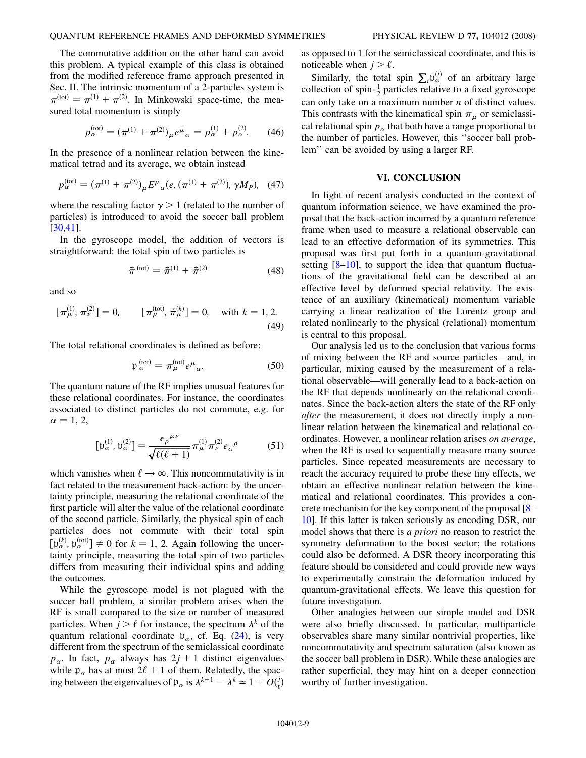The commutative addition on the other hand can avoid this problem. A typical example of this class is obtained from the modified reference frame approach presented in Sec. II. The intrinsic momentum of a 2-particles system is $\pi^{(\mathrm{tot})} = \pi^{(1)} + \pi^{(2)}$. In Minkowski space-time, the measured total momentum is simply

$$p_\alpha^{(\mathrm{tot})} = (\pi^{(1)} + \pi^{(2)})_\mu e^\mu{}_\alpha = p_\alpha^{(1)} + p_\alpha^{(2)}. \tag{46}$$

In the presence of a nonlinear relation between the kinematical tetrad and its average, we obtain instead

$$p_\alpha^{(\mathrm{tot})} = (\pi^{(1)} + \pi^{(2)})_\mu E^\mu{}_\alpha(e, (\pi^{(1)} + \pi^{(2)}), \gamma M_P), \tag{47}$$

where the rescaling factor $\gamma > 1$ (related to the number of particles) is introduced to avoid the soccer ball problem [30,41].

In the gyroscope model, the addition of vectors is straightforward: the total spin of two particles is

$$\vec{\pi}^{(\mathrm{tot})} = \vec{\pi}^{(1)} + \vec{\pi}^{(2)} \tag{48}$$

and so

$$[\pi_\mu^{(1)}, \pi_\nu^{(2)}] = 0, \qquad [\pi_\mu^{(\mathrm{tot})}, \vec{\pi}_\mu^{(k)}] = 0, \quad \text{with } k = 1, 2. \tag{49}$$

The total relational coordinates is defined as before:

$$\mathfrak{p}_\alpha^{(\mathrm{tot})} = \pi_\mu^{(\mathrm{tot})} e^\mu{}_\alpha. \tag{50}$$

The quantum nature of the RF implies unusual features for these relational coordinates. For instance, the coordinates associated to distinct particles do not commute, e.g. for $\alpha = 1, 2$,

$$[\mathfrak{p}_\alpha^{(1)}, \mathfrak{p}_\alpha^{(2)}] = \frac{\epsilon_\rho{}^{\mu\nu}}{\sqrt{\ell(\ell+1)}} \pi_\mu^{(1)} \pi_\nu^{(2)} e_\alpha{}^\rho \tag{51}$$

which vanishes when $\ell \to \infty$. This noncommutativity is in fact related to the measurement back-action: by the uncertainty principle, measuring the relational coordinate of the first particle will alter the value of the relational coordinate of the second particle. Similarly, the physical spin of each particles does not commute with their total spin $[\mathfrak{p}_\alpha^{(k)}, \mathfrak{p}_\alpha^{(\mathrm{tot})}] \neq 0$ for $k = 1, 2$. Again following the uncertainty principle, measuring the total spin of two particles differs from measuring their individual spins and adding the outcomes.

While the gyroscope model is not plagued with the soccer ball problem, a similar problem arises when the RF is small compared to the size or number of measured particles. When $j > \ell$ for instance, the spectrum $\lambda^k$ of the quantum relational coordinate $\mathfrak{p}_\alpha$, cf. Eq. (24), is very different from the spectrum of the semiclassical coordinate $p_\alpha$. In fact, $p_\alpha$ always has $2j + 1$ distinct eigenvalues while $\mathfrak{p}_\alpha$ has at most $2\ell + 1$ of them. Relatedly, the spacing between the eigenvalues of $\mathfrak{p}_\alpha$ is $\lambda^{k+1} - \lambda^k \simeq 1 + O(\frac{j}{\ell})$ as opposed to 1 for the semiclassical coordinate, and this is noticeable when $j > \ell$.

Similarly, the total spin $\sum_i \mathfrak{p}_\alpha^{(i)}$ of an arbitrary large collection of spin-$\frac{1}{2}$ particles relative to a fixed gyroscope can only take on a maximum number $n$ of distinct values. This contrasts with the kinematical spin $\pi_\mu$ or semiclassical relational spin $p_\alpha$ that both have a range proportional to the number of particles. However, this "soccer ball problem" can be avoided by using a larger RF.

## VI. CONCLUSION

In light of recent analysis conducted in the context of quantum information science, we have examined the proposal that the back-action incurred by a quantum reference frame when used to measure a relational observable can lead to an effective deformation of its symmetries. This proposal was first put forth in a quantum-gravitational setting [8–10], to support the idea that quantum fluctuations of the gravitational field can be described at an effective level by deformed special relativity. The existence of an auxiliary (kinematical) momentum variable carrying a linear realization of the Lorentz group and related nonlinearly to the physical (relational) momentum is central to this proposal.

Our analysis led us to the conclusion that various forms of mixing between the RF and source particles—and, in particular, mixing caused by the measurement of a relational observable—will generally lead to a back-action on the RF that depends nonlinearly on the relational coordinates. Since the back-action alters the state of the RF only *after* the measurement, it does not directly imply a nonlinear relation between the kinematical and relational coordinates. However, a nonlinear relation arises *on average*, when the RF is used to sequentially measure many source particles. Since repeated measurements are necessary to reach the accuracy required to probe these tiny effects, we obtain an effective nonlinear relation between the kinematical and relational coordinates. This provides a concrete mechanism for the key component of the proposal [8–10]. If this latter is taken seriously as encoding DSR, our model shows that there is *a priori* no reason to restrict the symmetry deformation to the boost sector; the rotations could also be deformed. A DSR theory incorporating this feature should be considered and could provide new ways to experimentally constrain the deformation induced by quantum-gravitational effects. We leave this question for future investigation.

Other analogies between our simple model and DSR were also briefly discussed. In particular, multiparticle observables share many similar nontrivial properties, like noncommutativity and spectrum saturation (also known as the soccer ball problem in DSR). While these analogies are rather superficial, they may hint on a deeper connection worthy of further investigation.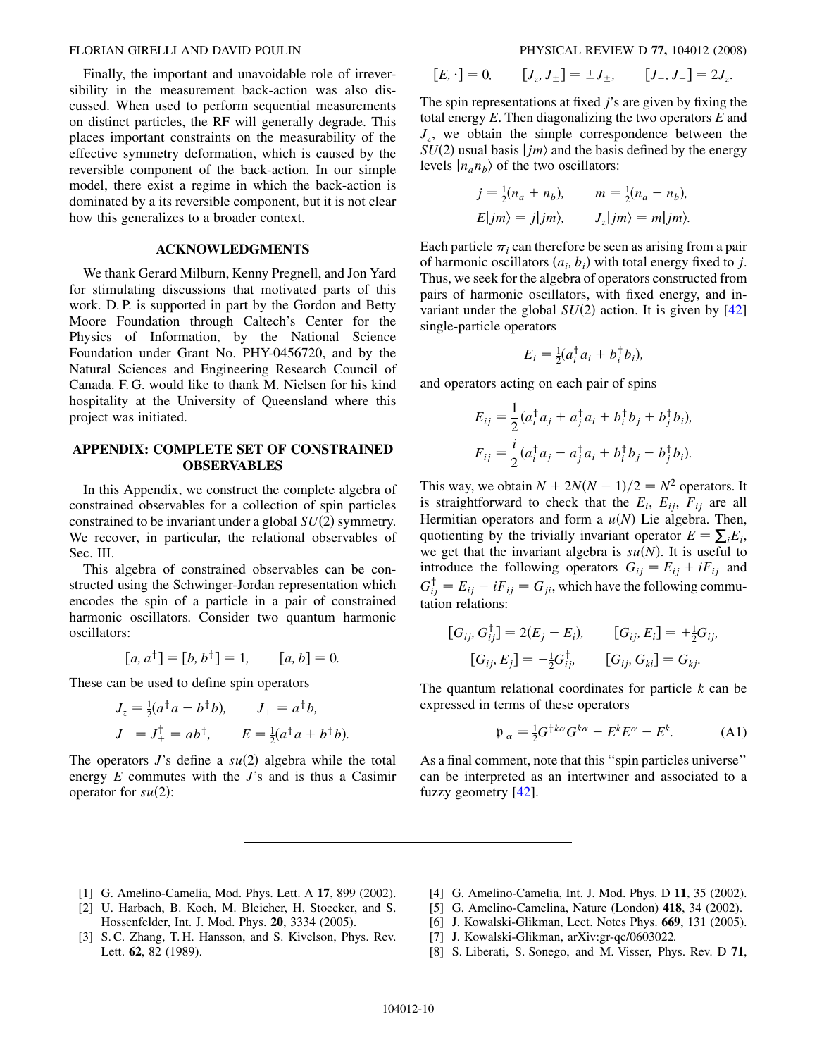Finally, the important and unavoidable role of irreversibility in the measurement back-action was also discussed. When used to perform sequential measurements on distinct particles, the RF will generally degrade. This places important constraints on the measurability of the effective symmetry deformation, which is caused by the reversible component of the back-action. In our simple model, there exist a regime in which the back-action is dominated by a its reversible component, but it is not clear how this generalizes to a broader context.

## ACKNOWLEDGMENTS

We thank Gerard Milburn, Kenny Pregnell, and Jon Yard for stimulating discussions that motivated parts of this work. D. P. is supported in part by the Gordon and Betty Moore Foundation through Caltech's Center for the Physics of Information, by the National Science Foundation under Grant No. PHY-0456720, and by the Natural Sciences and Engineering Research Council of Canada. F. G. would like to thank M. Nielsen for his kind hospitality at the University of Queensland where this project was initiated.

## APPENDIX: COMPLETE SET OF CONSTRAINED OBSERVABLES

In this Appendix, we construct the complete algebra of constrained observables for a collection of spin particles constrained to be invariant under a global $SU(2)$ symmetry. We recover, in particular, the relational observables of Sec. III.

This algebra of constrained observables can be constructed using the Schwinger-Jordan representation which encodes the spin of a particle in a pair of constrained harmonic oscillators. Consider two quantum harmonic oscillators:

$$[a, a^\dagger] = [b, b^\dagger] = 1, \qquad [a, b] = 0.$$

These can be used to define spin operators

$$J_z = \tfrac{1}{2}(a^\dagger a - b^\dagger b), \qquad J_+ = a^\dagger b,$$
$$J_- = J_+^\dagger = ab^\dagger, \qquad E = \tfrac{1}{2}(a^\dagger a + b^\dagger b).$$

The operators $J$'s define a $su(2)$ algebra while the total energy $E$ commutes with the $J$'s and is thus a Casimir operator for $su(2)$:

$$[E, \cdot] = 0, \qquad [J_z, J_\pm] = \pm J_\pm, \qquad [J_+, J_-] = 2J_z.$$

The spin representations at fixed $j$'s are given by fixing the total energy $E$. Then diagonalizing the two operators $E$ and $J_z$, we obtain the simple correspondence between the $SU(2)$ usual basis $|jm\rangle$ and the basis defined by the energy levels $|n_a n_b\rangle$ of the two oscillators:

$$j = \tfrac{1}{2}(n_a + n_b), \qquad m = \tfrac{1}{2}(n_a - n_b),$$
$$E|jm\rangle = j|jm\rangle, \qquad J_z|jm\rangle = m|jm\rangle.$$

Each particle $\pi_i$ can therefore be seen as arising from a pair of harmonic oscillators $(a_i, b_i)$ with total energy fixed to $j$. Thus, we seek for the algebra of operators constructed from pairs of harmonic oscillators, with fixed energy, and invariant under the global $SU(2)$ action. It is given by [42] single-particle operators

$$E_i = \tfrac{1}{2}(a_i^\dagger a_i + b_i^\dagger b_i),$$

and operators acting on each pair of spins

$$E_{ij} = \frac{1}{2}(a_i^\dagger a_j + a_j^\dagger a_i + b_i^\dagger b_j + b_j^\dagger b_i),$$
$$F_{ij} = \frac{i}{2}(a_i^\dagger a_j - a_j^\dagger a_i + b_i^\dagger b_j - b_j^\dagger b_i).$$

This way, we obtain $N + 2N(N-1)/2 = N^2$ operators. It is straightforward to check that the $E_i$, $E_{ij}$, $F_{ij}$ are all Hermitian operators and form a $u(N)$ Lie algebra. Then, quotienting by the trivially invariant operator $E = \sum_i E_i$, we get that the invariant algebra is $su(N)$. It is useful to introduce the following operators $G_{ij} = E_{ij} + iF_{ij}$ and $G_{ij}^\dagger = E_{ij} - iF_{ij} = G_{ji}$, which have the following commutation relations:

$$[G_{ij}, G_{ij}^\dagger] = 2(E_j - E_i), \qquad [G_{ij}, E_i] = +\tfrac{1}{2}G_{ij},$$
$$[G_{ij}, E_j] = -\tfrac{1}{2}G_{ij}^\dagger, \qquad [G_{ij}, G_{ki}] = G_{kj}.$$

The quantum relational coordinates for particle $k$ can be expressed in terms of these operators

$$\mathfrak{p}_\alpha = \tfrac{1}{2}G^{\dagger k\alpha}G^{k\alpha} - E^k E^\alpha - E^k. \tag{A1}$$

As a final comment, note that this "spin particles universe" can be interpreted as an intertwiner and associated to a fuzzy geometry [42].

---

[1] G. Amelino-Camelia, Mod. Phys. Lett. A **17**, 899 (2002).
[2] U. Harbach, B. Koch, M. Bleicher, H. Stoecker, and S. Hossenfelder, Int. J. Mod. Phys. **20**, 3334 (2005).
[3] S. C. Zhang, T. H. Hansson, and S. Kivelson, Phys. Rev. Lett. **62**, 82 (1989).
[4] G. Amelino-Camelia, Int. J. Mod. Phys. D **11**, 35 (2002).
[5] G. Amelino-Camelina, Nature (London) **418**, 34 (2002).
[6] J. Kowalski-Glikman, Lect. Notes Phys. **669**, 131 (2005).
[7] J. Kowalski-Glikman, arXiv:gr-qc/0603022.
[8] S. Liberati, S. Sonego, and M. Visser, Phys. Rev. D **71**,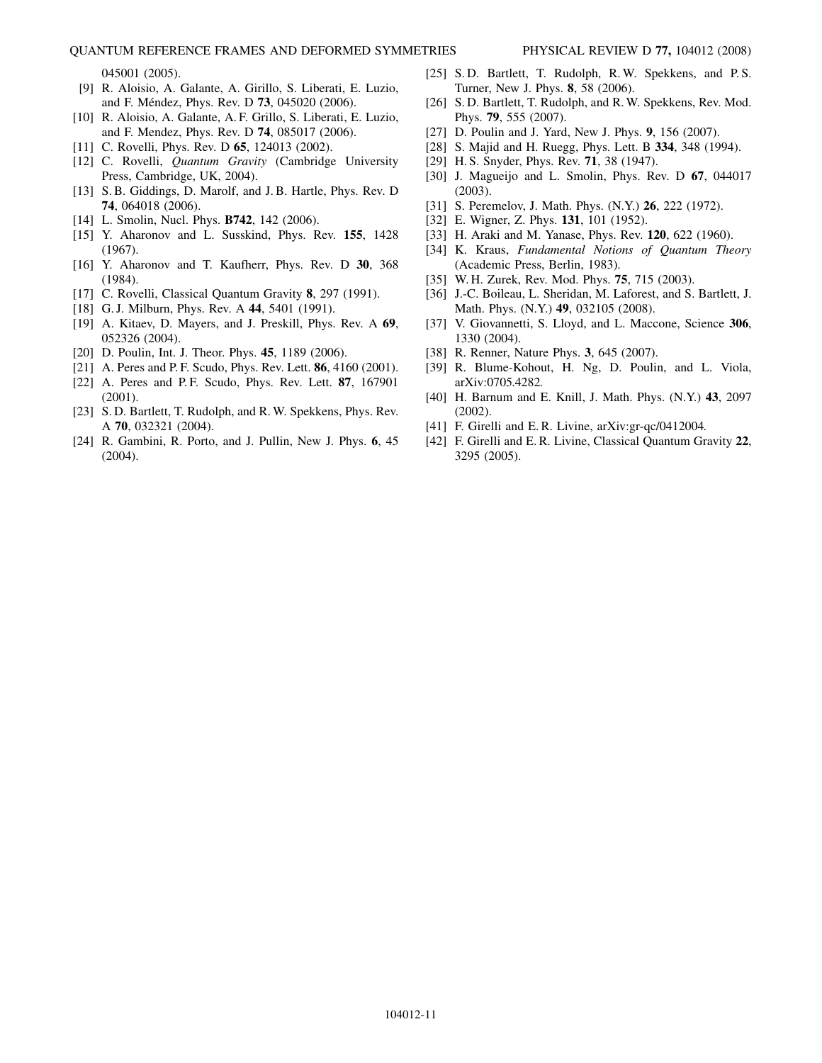045001 (2005).

[9] R. Aloisio, A. Galante, A. Girillo, S. Liberati, E. Luzio, and F. Méndez, Phys. Rev. D **73**, 045020 (2006).

[10] R. Aloisio, A. Galante, A. F. Grillo, S. Liberati, E. Luzio, and F. Mendez, Phys. Rev. D **74**, 085017 (2006).

[11] C. Rovelli, Phys. Rev. D **65**, 124013 (2002).

[12] C. Rovelli, *Quantum Gravity* (Cambridge University Press, Cambridge, UK, 2004).

[13] S. B. Giddings, D. Marolf, and J. B. Hartle, Phys. Rev. D **74**, 064018 (2006).

[14] L. Smolin, Nucl. Phys. **B742**, 142 (2006).

[15] Y. Aharonov and L. Susskind, Phys. Rev. **155**, 1428 (1967).

[16] Y. Aharonov and T. Kaufherr, Phys. Rev. D **30**, 368 (1984).

[17] C. Rovelli, Classical Quantum Gravity **8**, 297 (1991).

[18] G. J. Milburn, Phys. Rev. A **44**, 5401 (1991).

[19] A. Kitaev, D. Mayers, and J. Preskill, Phys. Rev. A **69**, 052326 (2004).

[20] D. Poulin, Int. J. Theor. Phys. **45**, 1189 (2006).

[21] A. Peres and P. F. Scudo, Phys. Rev. Lett. **86**, 4160 (2001).

[22] A. Peres and P. F. Scudo, Phys. Rev. Lett. **87**, 167901 (2001).

[23] S. D. Bartlett, T. Rudolph, and R. W. Spekkens, Phys. Rev. A **70**, 032321 (2004).

[24] R. Gambini, R. Porto, and J. Pullin, New J. Phys. **6**, 45 (2004).

[25] S. D. Bartlett, T. Rudolph, R. W. Spekkens, and P. S. Turner, New J. Phys. **8**, 58 (2006).

[26] S. D. Bartlett, T. Rudolph, and R. W. Spekkens, Rev. Mod. Phys. **79**, 555 (2007).

[27] D. Poulin and J. Yard, New J. Phys. **9**, 156 (2007).

[28] S. Majid and H. Ruegg, Phys. Lett. B **334**, 348 (1994).

[29] H. S. Snyder, Phys. Rev. **71**, 38 (1947).

[30] J. Magueijo and L. Smolin, Phys. Rev. D **67**, 044017 (2003).

[31] S. Peremelov, J. Math. Phys. (N.Y.) **26**, 222 (1972).

[32] E. Wigner, Z. Phys. **131**, 101 (1952).

[33] H. Araki and M. Yanase, Phys. Rev. **120**, 622 (1960).

[34] K. Kraus, *Fundamental Notions of Quantum Theory* (Academic Press, Berlin, 1983).

[35] W. H. Zurek, Rev. Mod. Phys. **75**, 715 (2003).

[36] J.-C. Boileau, L. Sheridan, M. Laforest, and S. Bartlett, J. Math. Phys. (N.Y.) **49**, 032105 (2008).

[37] V. Giovannetti, S. Lloyd, and L. Maccone, Science **306**, 1330 (2004).

[38] R. Renner, Nature Phys. **3**, 645 (2007).

[39] R. Blume-Kohout, H. Ng, D. Poulin, and L. Viola, arXiv:0705.4282.

[40] H. Barnum and E. Knill, J. Math. Phys. (N.Y.) **43**, 2097 (2002).

[41] F. Girelli and E. R. Livine, arXiv:gr-qc/0412004.

[42] F. Girelli and E. R. Livine, Classical Quantum Gravity **22**, 3295 (2005).